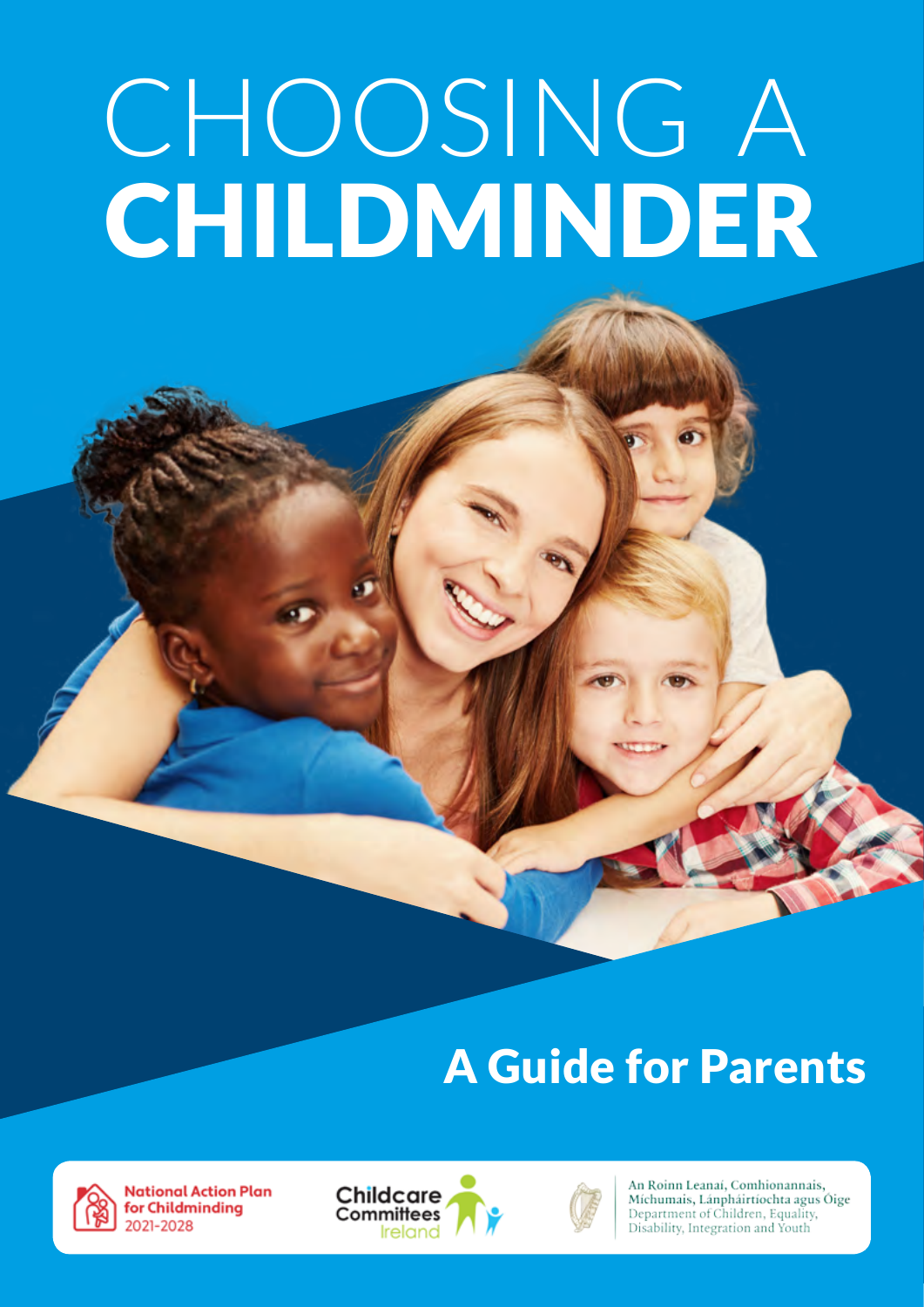# CHOOSING A CHILDMINDER

## A Guide for Parents

National Action Plan for Childminding 2021-2028

Childcare Committees Ireland

An Roinn Leanaí, Comhionannais, Míchumais, Lánpháirtíochta agus Óige
Department of Children, Equality, Disability, Integration and Youth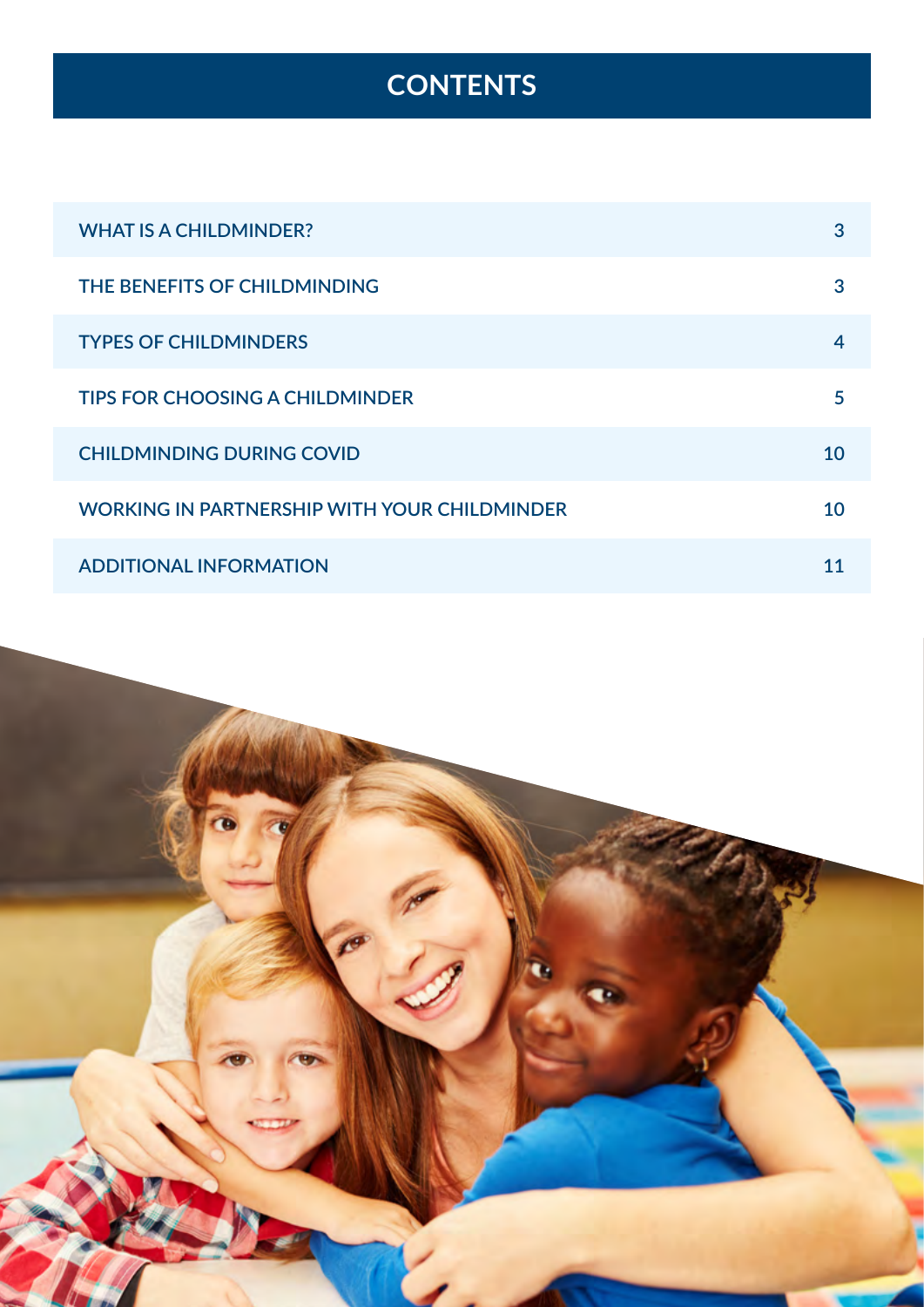# CONTENTS

| | |
|---|---|
| WHAT IS A CHILDMINDER? | 3 |
| THE BENEFITS OF CHILDMINDING | 3 |
| TYPES OF CHILDMINDERS | 4 |
| TIPS FOR CHOOSING A CHILDMINDER | 5 |
| CHILDMINDING DURING COVID | 10 |
| WORKING IN PARTNERSHIP WITH YOUR CHILDMINDER | 10 |
| ADDITIONAL INFORMATION | 11 |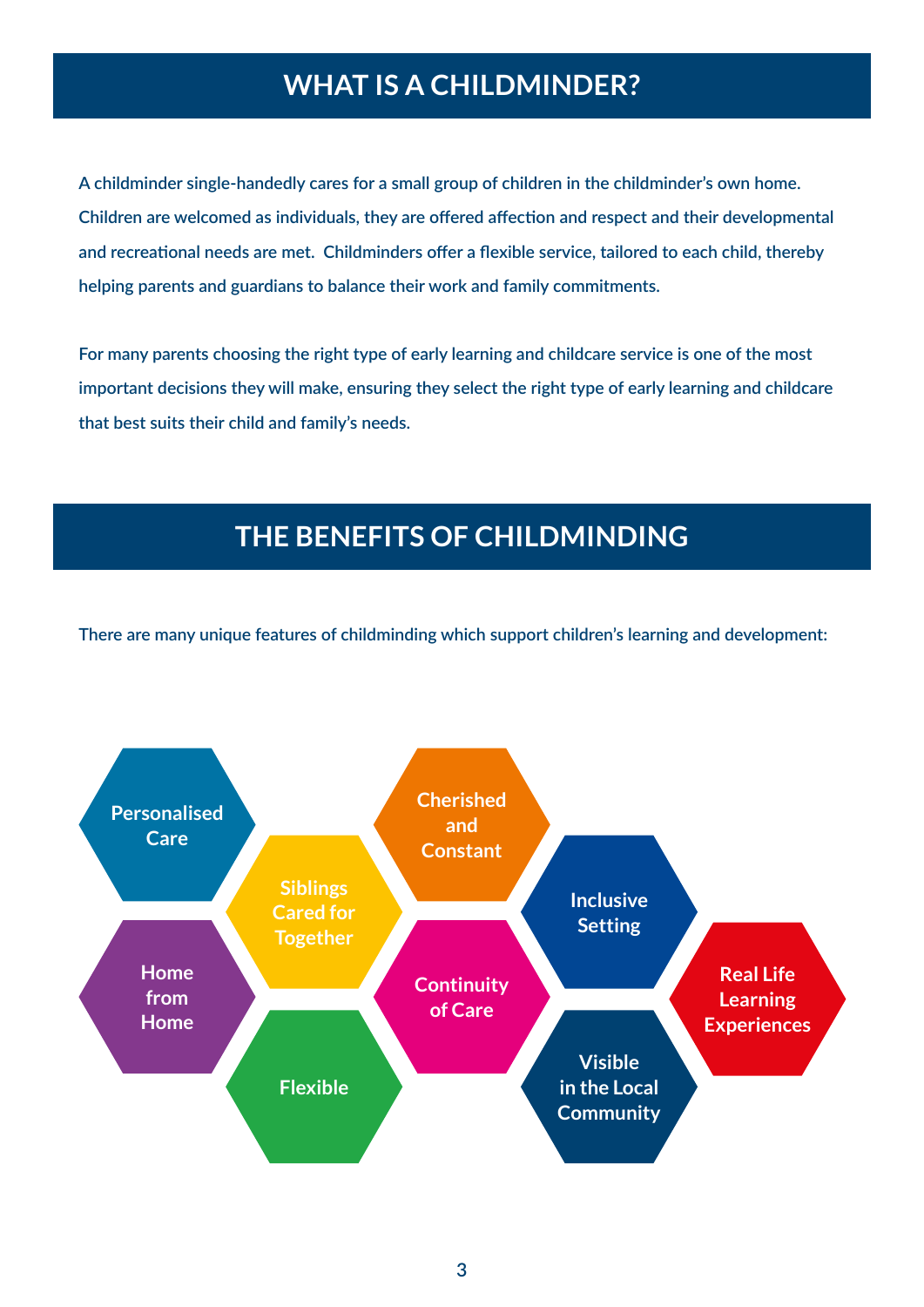## WHAT IS A CHILDMINDER?

A childminder single-handedly cares for a small group of children in the childminder's own home. Children are welcomed as individuals, they are offered affection and respect and their developmental and recreational needs are met. Childminders offer a flexible service, tailored to each child, thereby helping parents and guardians to balance their work and family commitments.

For many parents choosing the right type of early learning and childcare service is one of the most important decisions they will make, ensuring they select the right type of early learning and childcare that best suits their child and family's needs.

## THE BENEFITS OF CHILDMINDING

There are many unique features of childminding which support children's learning and development:

- Personalised Care
- Home from Home
- Siblings Cared for Together
- Flexible
- Cherished and Constant
- Continuity of Care
- Inclusive Setting
- Visible in the Local Community
- Real Life Learning Experiences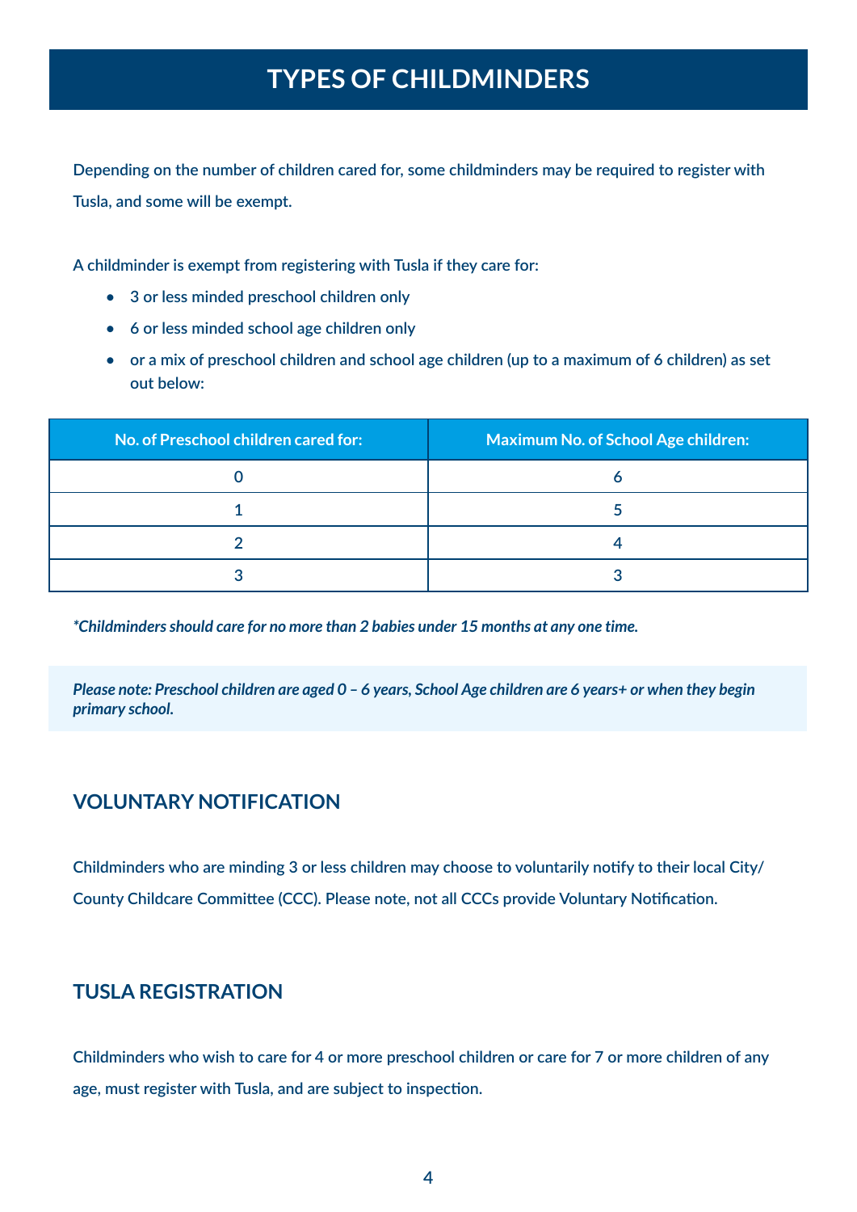# TYPES OF CHILDMINDERS

Depending on the number of children cared for, some childminders may be required to register with Tusla, and some will be exempt.

A childminder is exempt from registering with Tusla if they care for:

- 3 or less minded preschool children only
- 6 or less minded school age children only
- or a mix of preschool children and school age children (up to a maximum of 6 children) as set out below:

| No. of Preschool children cared for: | Maximum No. of School Age children: |
|---|---|
| 0 | 6 |
| 1 | 5 |
| 2 | 4 |
| 3 | 3 |

***Childminders should care for no more than 2 babies under 15 months at any one time.***

***Please note: Preschool children are aged 0 – 6 years, School Age children are 6 years+ or when they begin primary school.***

## VOLUNTARY NOTIFICATION

Childminders who are minding 3 or less children may choose to voluntarily notify to their local City/County Childcare Committee (CCC). Please note, not all CCCs provide Voluntary Notification.

## TUSLA REGISTRATION

Childminders who wish to care for 4 or more preschool children or care for 7 or more children of any age, must register with Tusla, and are subject to inspection.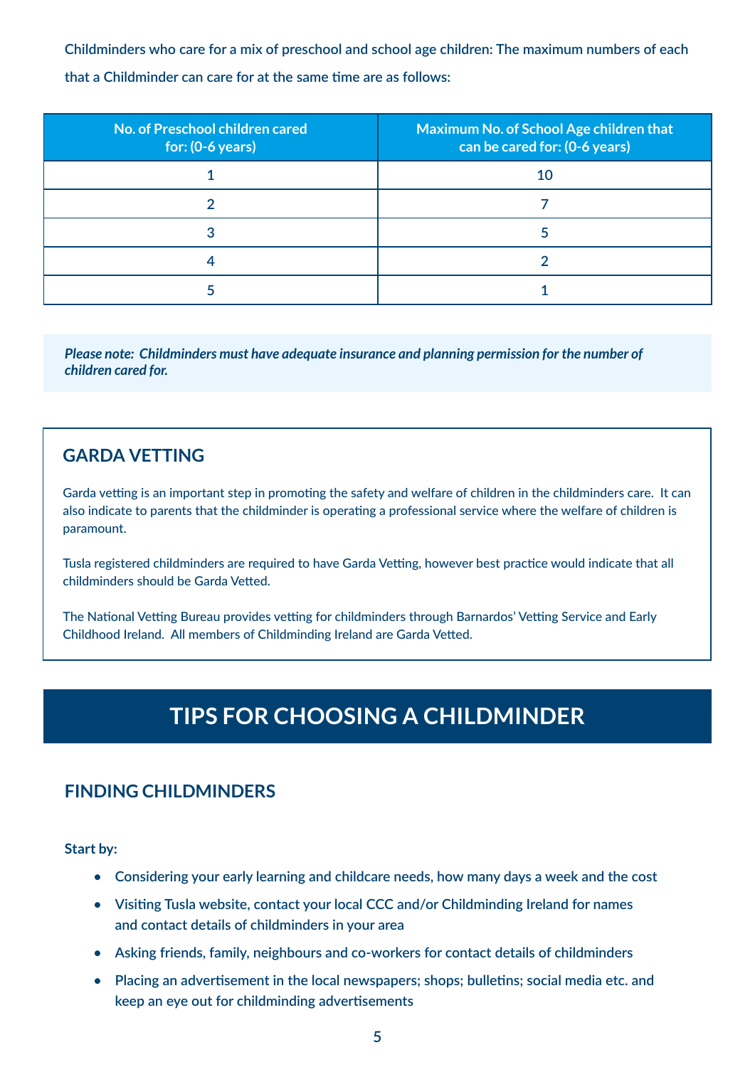Childminders who care for a mix of preschool and school age children: The maximum numbers of each that a Childminder can care for at the same time are as follows:

| No. of Preschool children cared for: (0-6 years) | Maximum No. of School Age children that can be cared for: (0-6 years) |
|---|---|
| 1 | 10 |
| 2 | 7 |
| 3 | 5 |
| 4 | 2 |
| 5 | 1 |

***Please note: Childminders must have adequate insurance and planning permission for the number of children cared for.***

## GARDA VETTING

Garda vetting is an important step in promoting the safety and welfare of children in the childminders care. It can also indicate to parents that the childminder is operating a professional service where the welfare of children is paramount.

Tusla registered childminders are required to have Garda Vetting, however best practice would indicate that all childminders should be Garda Vetted.

The National Vetting Bureau provides vetting for childminders through Barnardos' Vetting Service and Early Childhood Ireland. All members of Childminding Ireland are Garda Vetted.

# TIPS FOR CHOOSING A CHILDMINDER

## FINDING CHILDMINDERS

**Start by:**

- Considering your early learning and childcare needs, how many days a week and the cost
- Visiting Tusla website, contact your local CCC and/or Childminding Ireland for names and contact details of childminders in your area
- Asking friends, family, neighbours and co-workers for contact details of childminders
- Placing an advertisement in the local newspapers; shops; bulletins; social media etc. and keep an eye out for childminding advertisements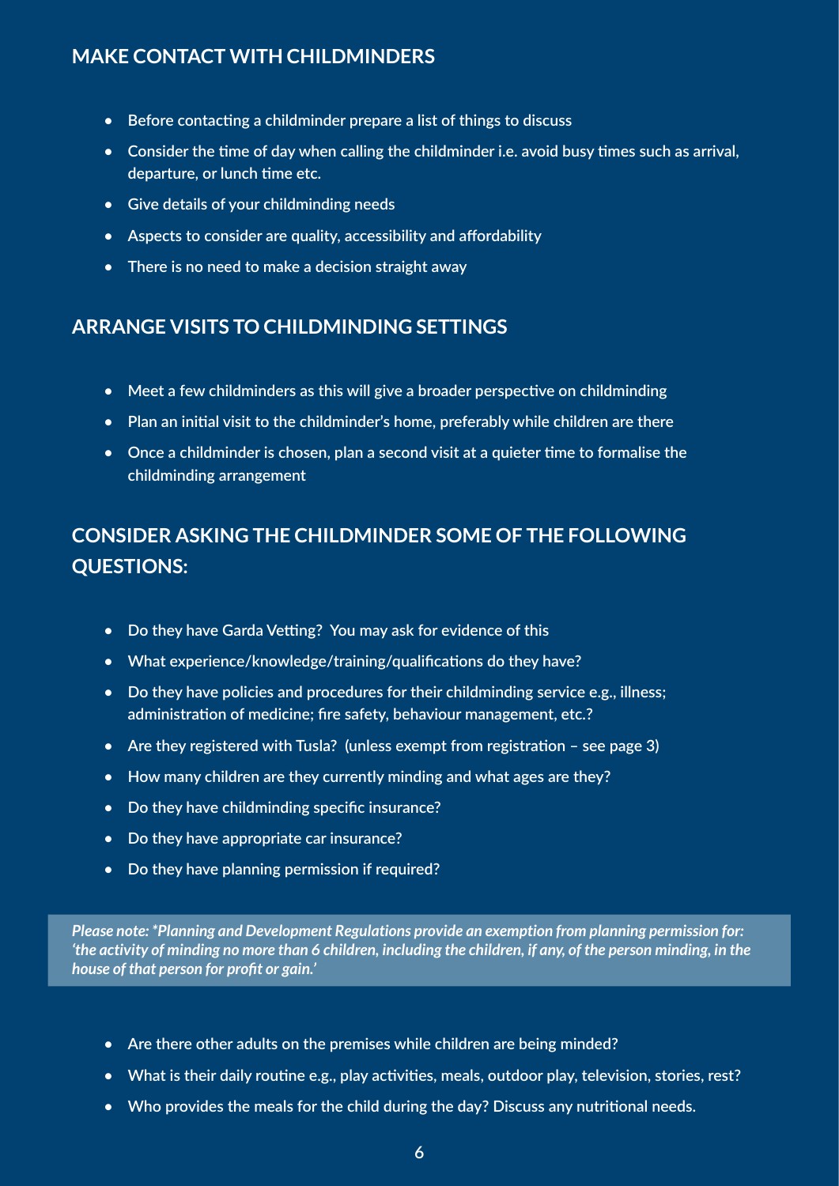## MAKE CONTACT WITH CHILDMINDERS

- Before contacting a childminder prepare a list of things to discuss
- Consider the time of day when calling the childminder i.e. avoid busy times such as arrival, departure, or lunch time etc.
- Give details of your childminding needs
- Aspects to consider are quality, accessibility and affordability
- There is no need to make a decision straight away

## ARRANGE VISITS TO CHILDMINDING SETTINGS

- Meet a few childminders as this will give a broader perspective on childminding
- Plan an initial visit to the childminder's home, preferably while children are there
- Once a childminder is chosen, plan a second visit at a quieter time to formalise the childminding arrangement

## CONSIDER ASKING THE CHILDMINDER SOME OF THE FOLLOWING QUESTIONS:

- Do they have Garda Vetting? You may ask for evidence of this
- What experience/knowledge/training/qualifications do they have?
- Do they have policies and procedures for their childminding service e.g., illness; administration of medicine; fire safety, behaviour management, etc.?
- Are they registered with Tusla? (unless exempt from registration – see page 3)
- How many children are they currently minding and what ages are they?
- Do they have childminding specific insurance?
- Do they have appropriate car insurance?
- Do they have planning permission if required?

***Please note: *Planning and Development Regulations provide an exemption from planning permission for: 'the activity of minding no more than 6 children, including the children, if any, of the person minding, in the house of that person for profit or gain.'***

- Are there other adults on the premises while children are being minded?
- What is their daily routine e.g., play activities, meals, outdoor play, television, stories, rest?
- Who provides the meals for the child during the day? Discuss any nutritional needs.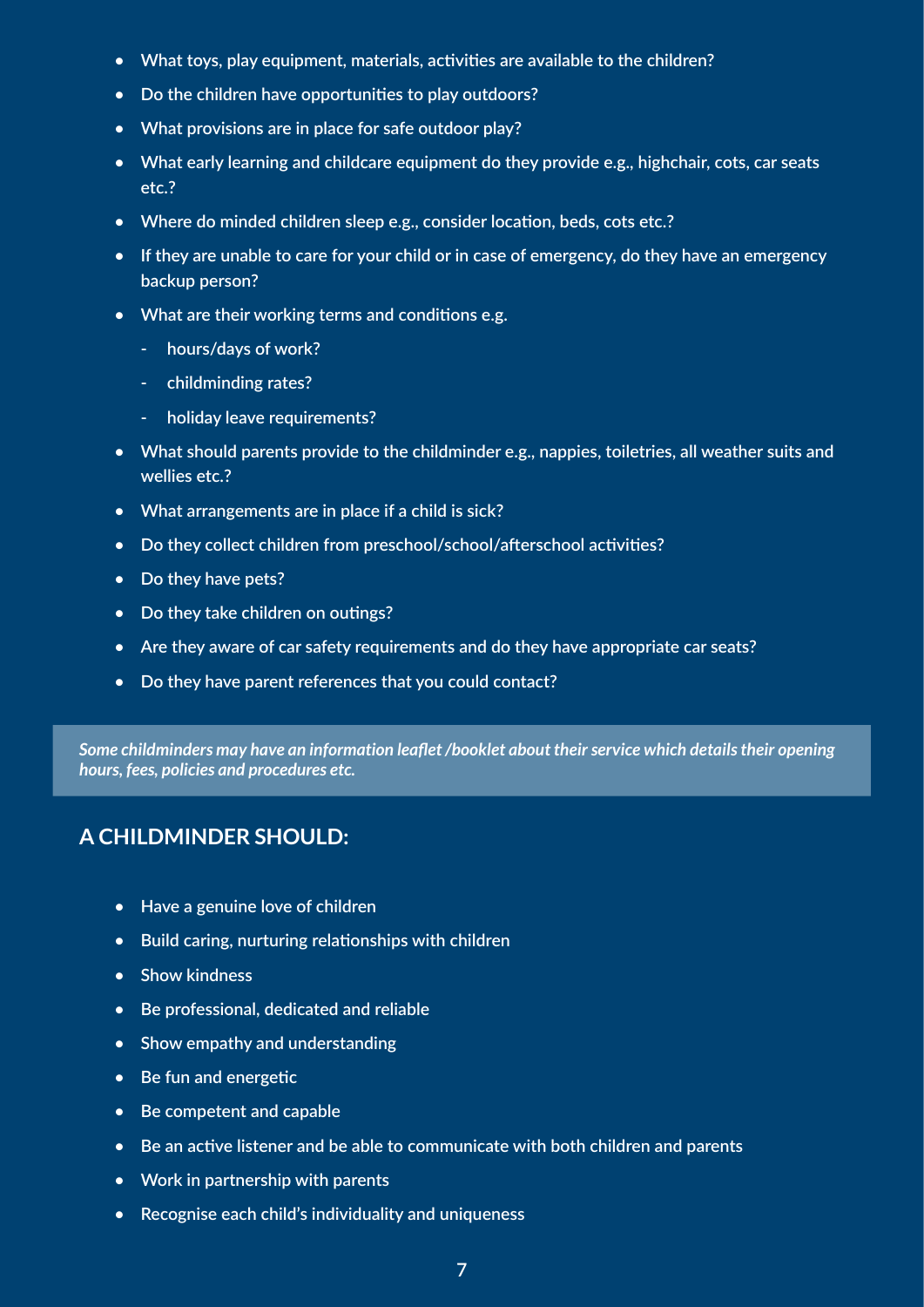- What toys, play equipment, materials, activities are available to the children?
- Do the children have opportunities to play outdoors?
- What provisions are in place for safe outdoor play?
- What early learning and childcare equipment do they provide e.g., highchair, cots, car seats etc.?
- Where do minded children sleep e.g., consider location, beds, cots etc.?
- If they are unable to care for your child or in case of emergency, do they have an emergency backup person?
- What are their working terms and conditions e.g.
  - hours/days of work?
  - childminding rates?
  - holiday leave requirements?
- What should parents provide to the childminder e.g., nappies, toiletries, all weather suits and wellies etc.?
- What arrangements are in place if a child is sick?
- Do they collect children from preschool/school/afterschool activities?
- Do they have pets?
- Do they take children on outings?
- Are they aware of car safety requirements and do they have appropriate car seats?
- Do they have parent references that you could contact?

***Some childminders may have an information leaflet /booklet about their service which details their opening hours, fees, policies and procedures etc.***

## A CHILDMINDER SHOULD:

- Have a genuine love of children
- Build caring, nurturing relationships with children
- Show kindness
- Be professional, dedicated and reliable
- Show empathy and understanding
- Be fun and energetic
- Be competent and capable
- Be an active listener and be able to communicate with both children and parents
- Work in partnership with parents
- Recognise each child's individuality and uniqueness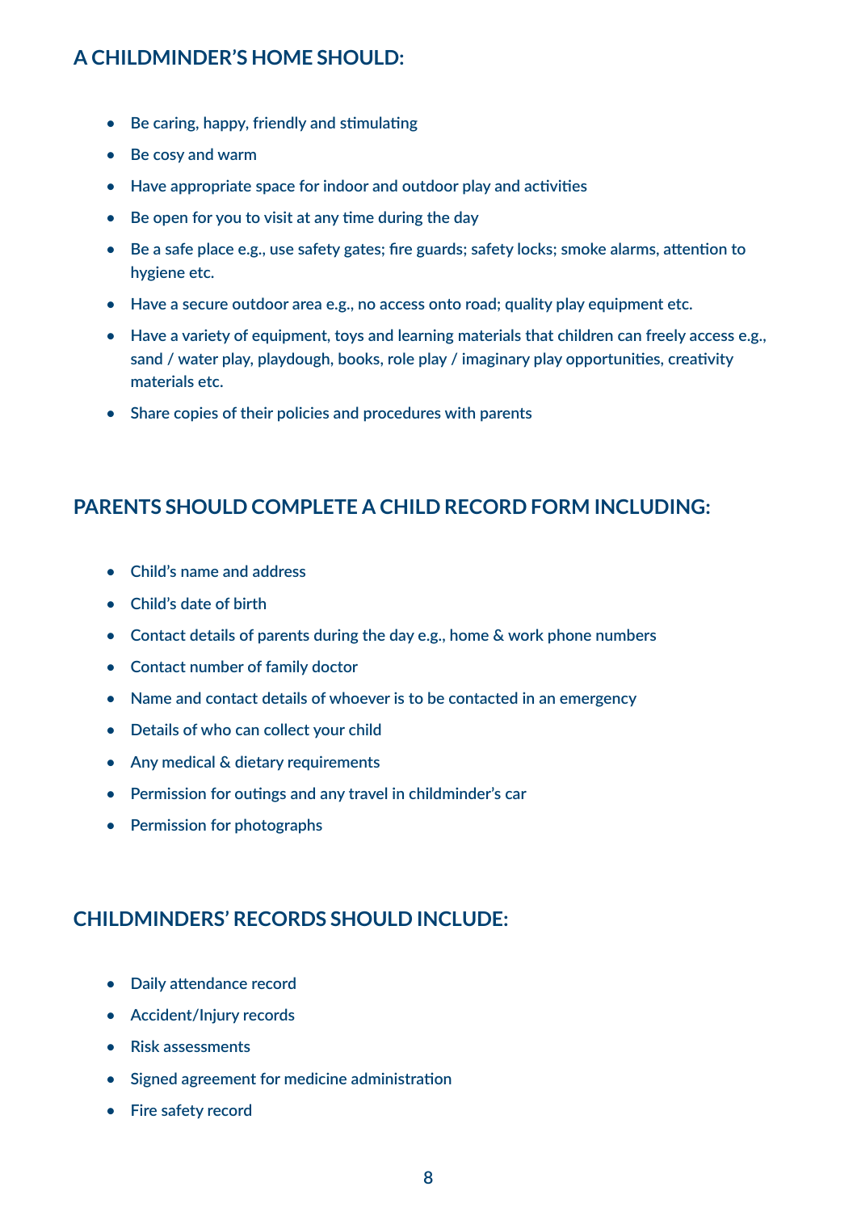## A CHILDMINDER'S HOME SHOULD:

- Be caring, happy, friendly and stimulating
- Be cosy and warm
- Have appropriate space for indoor and outdoor play and activities
- Be open for you to visit at any time during the day
- Be a safe place e.g., use safety gates; fire guards; safety locks; smoke alarms, attention to hygiene etc.
- Have a secure outdoor area e.g., no access onto road; quality play equipment etc.
- Have a variety of equipment, toys and learning materials that children can freely access e.g., sand / water play, playdough, books, role play / imaginary play opportunities, creativity materials etc.
- Share copies of their policies and procedures with parents

## PARENTS SHOULD COMPLETE A CHILD RECORD FORM INCLUDING:

- Child's name and address
- Child's date of birth
- Contact details of parents during the day e.g., home & work phone numbers
- Contact number of family doctor
- Name and contact details of whoever is to be contacted in an emergency
- Details of who can collect your child
- Any medical & dietary requirements
- Permission for outings and any travel in childminder's car
- Permission for photographs

## CHILDMINDERS' RECORDS SHOULD INCLUDE:

- Daily attendance record
- Accident/Injury records
- Risk assessments
- Signed agreement for medicine administration
- Fire safety record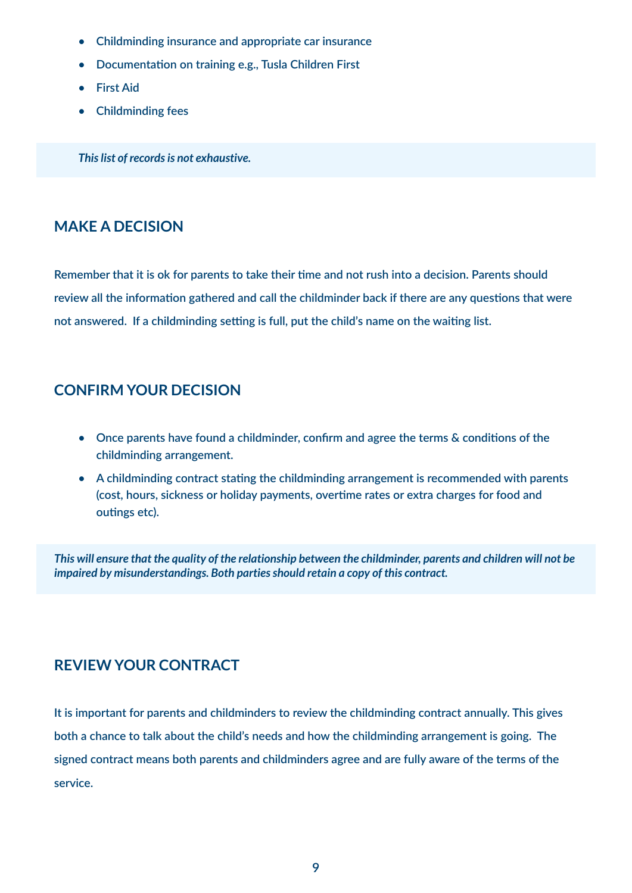- Childminding insurance and appropriate car insurance
- Documentation on training e.g., Tusla Children First
- First Aid
- Childminding fees

***This list of records is not exhaustive.***

## MAKE A DECISION

Remember that it is ok for parents to take their time and not rush into a decision. Parents should review all the information gathered and call the childminder back if there are any questions that were not answered. If a childminding setting is full, put the child's name on the waiting list.

## CONFIRM YOUR DECISION

- Once parents have found a childminder, confirm and agree the terms & conditions of the childminding arrangement.
- A childminding contract stating the childminding arrangement is recommended with parents (cost, hours, sickness or holiday payments, overtime rates or extra charges for food and outings etc).

***This will ensure that the quality of the relationship between the childminder, parents and children will not be impaired by misunderstandings. Both parties should retain a copy of this contract.***

## REVIEW YOUR CONTRACT

It is important for parents and childminders to review the childminding contract annually. This gives both a chance to talk about the child's needs and how the childminding arrangement is going. The signed contract means both parents and childminders agree and are fully aware of the terms of the service.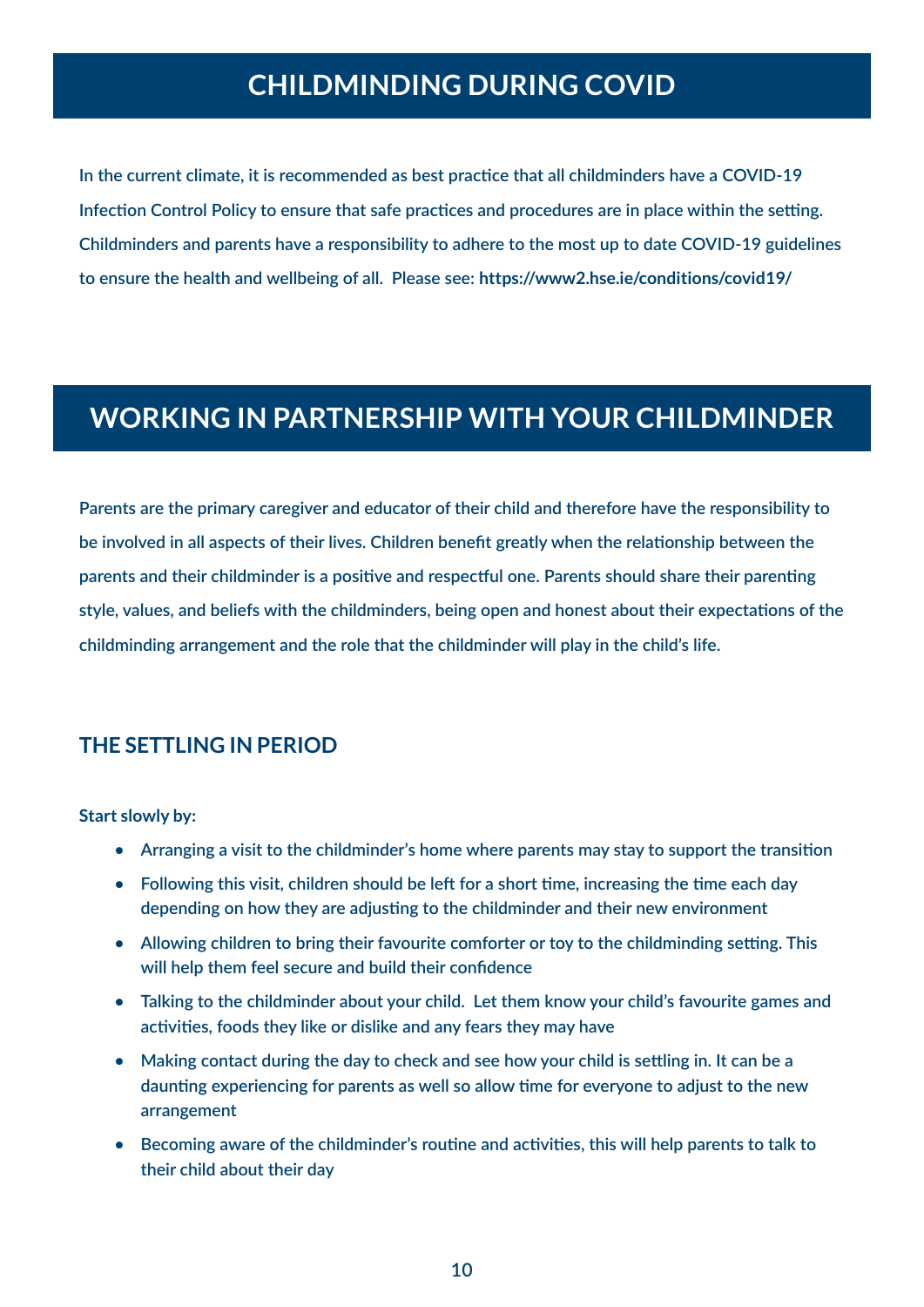# CHILDMINDING DURING COVID

In the current climate, it is recommended as best practice that all childminders have a COVID-19 Infection Control Policy to ensure that safe practices and procedures are in place within the setting. Childminders and parents have a responsibility to adhere to the most up to date COVID-19 guidelines to ensure the health and wellbeing of all. Please see: **https://www2.hse.ie/conditions/covid19/**

# WORKING IN PARTNERSHIP WITH YOUR CHILDMINDER

Parents are the primary caregiver and educator of their child and therefore have the responsibility to be involved in all aspects of their lives. Children benefit greatly when the relationship between the parents and their childminder is a positive and respectful one. Parents should share their parenting style, values, and beliefs with the childminders, being open and honest about their expectations of the childminding arrangement and the role that the childminder will play in the child's life.

## THE SETTLING IN PERIOD

**Start slowly by:**

- Arranging a visit to the childminder's home where parents may stay to support the transition
- Following this visit, children should be left for a short time, increasing the time each day depending on how they are adjusting to the childminder and their new environment
- Allowing children to bring their favourite comforter or toy to the childminding setting. This will help them feel secure and build their confidence
- Talking to the childminder about your child. Let them know your child's favourite games and activities, foods they like or dislike and any fears they may have
- Making contact during the day to check and see how your child is settling in. It can be a daunting experiencing for parents as well so allow time for everyone to adjust to the new arrangement
- Becoming aware of the childminder's routine and activities, this will help parents to talk to their child about their day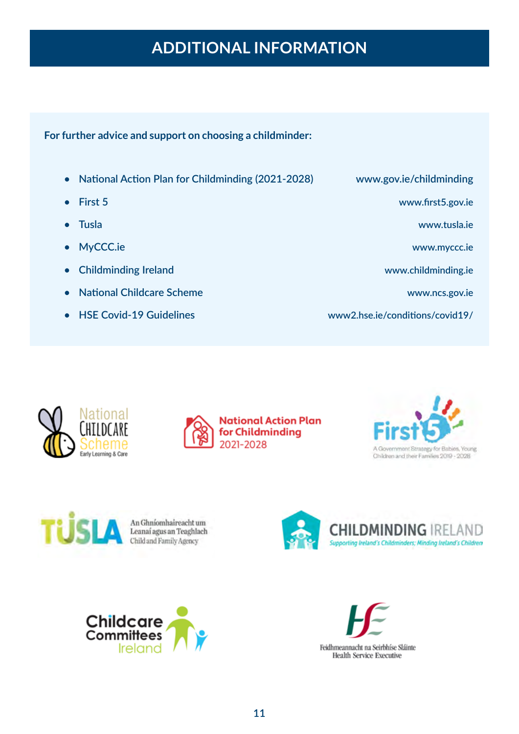# ADDITIONAL INFORMATION

**For further advice and support on choosing a childminder:**

- National Action Plan for Childminding (2021-2028) — www.gov.ie/childminding
- First 5 — www.first5.gov.ie
- Tusla — www.tusla.ie
- MyCCC.ie — www.myccc.ie
- Childminding Ireland — www.childminding.ie
- National Childcare Scheme — www.ncs.gov.ie
- HSE Covid-19 Guidelines — www2.hse.ie/conditions/covid19/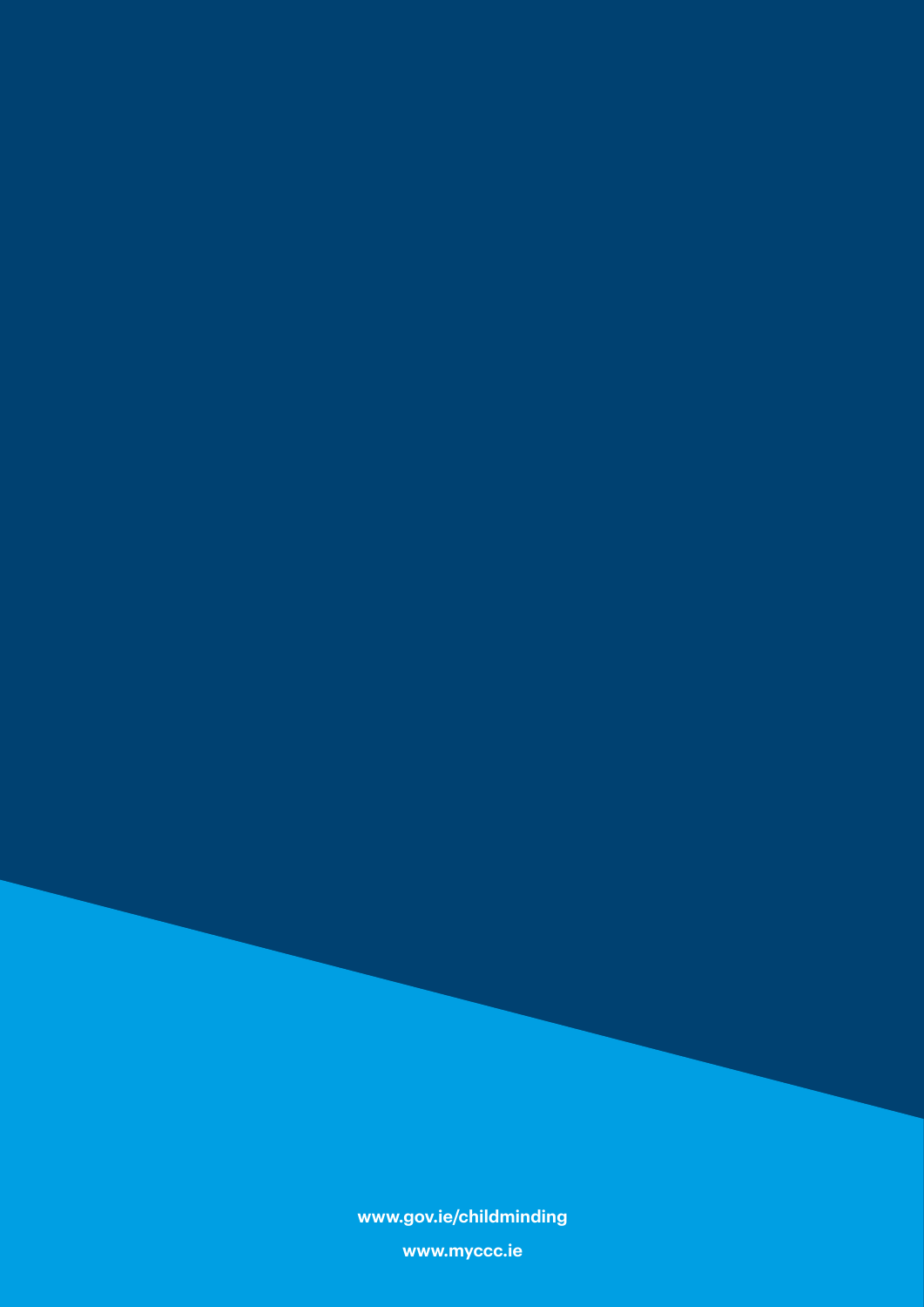www.gov.ie/childminding

www.myccc.ie